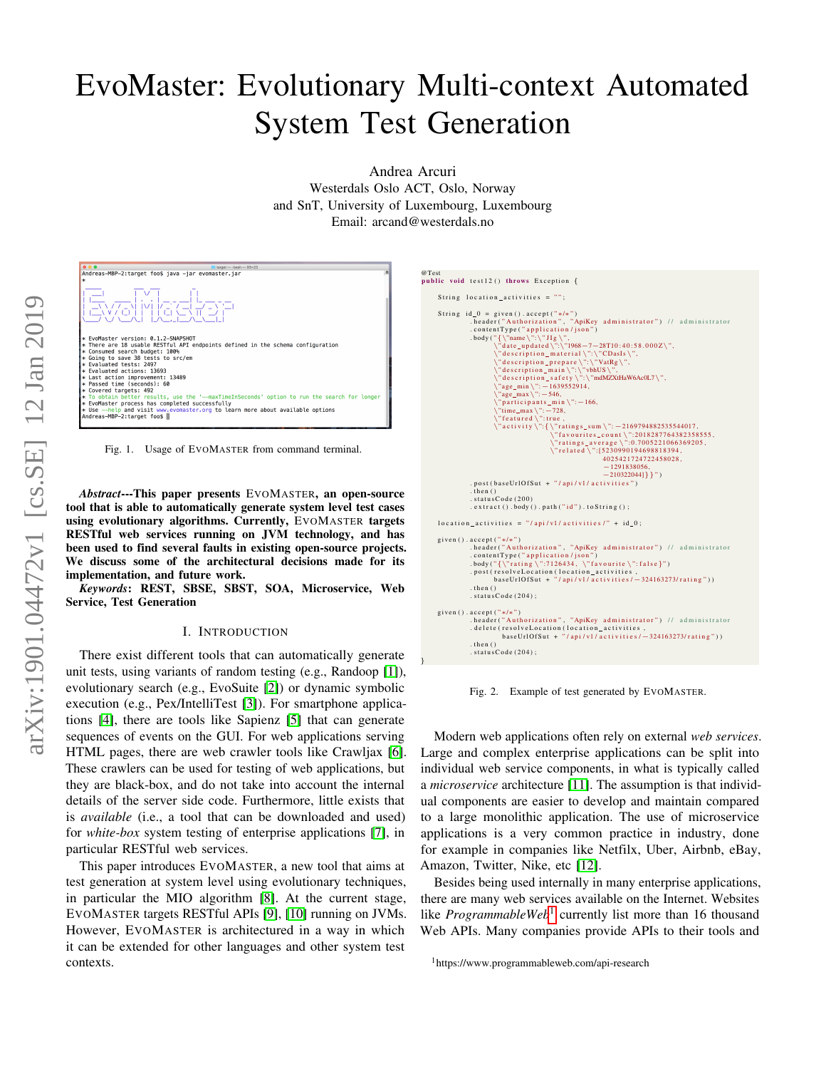# EvoMaster: Evolutionary Multi-context Automated System Test Generation

Andrea Arcuri
Westerdals Oslo ACT, Oslo, Norway
and SnT, University of Luxembourg, Luxembourg
Email: arcand@westerdals.no

```
Andreas-MBP-2:target foo$ java -jar evomaster.jar
*

* EvoMaster version: 0.1.2-SNAPSHOT
* There are 18 usable RESTful API endpoints defined in the schema configuration
* Consumed search budget: 100%
* Going to save 38 tests to src/em
* Evaluated tests: 2497
* Evaluated actions: 13693
* Last action improvement: 13489
* Passed time (seconds): 60
* Covered targets: 492
* To obtain better results, use the '--maxTimeInSeconds' option to run the search for longer
* EvoMaster process has completed successfully
* Use --help and visit www.evomaster.org to learn more about available options
Andreas-MBP-2:target foo$
```

Fig. 1. Usage of EvoMaster from command terminal.

***Abstract*—This paper presents EvoMaster, an open-source tool that is able to automatically generate system level test cases using evolutionary algorithms. Currently, EvoMaster targets RESTful web services running on JVM technology, and has been used to find several faults in existing open-source projects. We discuss some of the architectural decisions made for its implementation, and future work.**

***Keywords*: REST, SBSE, SBST, SOA, Microservice, Web Service, Test Generation**

## I. Introduction

There exist different tools that can automatically generate unit tests, using variants of random testing (e.g., Randoop [1]), evolutionary search (e.g., EvoSuite [2]) or dynamic symbolic execution (e.g., Pex/IntelliTest [3]). For smartphone applications [4], there are tools like Sapienz [5] that can generate sequences of events on the GUI. For web applications serving HTML pages, there are web crawler tools like Crawljax [6]. These crawlers can be used for testing of web applications, but they are black-box, and do not take into account the internal details of the server side source code. Furthermore, little exists that is *available* (i.e., a tool that can be downloaded and used) for *white-box* system testing of enterprise applications [7], in particular RESTful web services.

This paper introduces EvoMaster, a new tool that aims at test generation at system level using evolutionary techniques, in particular the MIO algorithm [8]. At the current stage, EvoMaster targets RESTful APIs [9], [10] running on JVMs. However, EvoMaster is architectured in a way in which it can be extended for other languages and other system test contexts.

```java
@Test
public void test12() throws Exception {

    String location_activities = "";

    String id_0 = given().accept("*/*")
            .header("Authorization", "ApiKey administrator") // administrator
            .contentType("application/json")
            .body("{\"name\":\"JIg\", " +
                "\"date_updated\":\"1968-7-28T10:40:58.000Z\", " +
                "\"description_material\":\"CDasIs\", " +
                "\"description_prepare\":\"VatRg\", " +
                "\"description_main\":\"vbhUS\", " +
                "\"description_safety\":\"mdMZXtHaW6Ac0L7\", " +
                "\"age_min\":-1639552914, " +
                "\"age_max\":-546, " +
                "\"participants_min\":-166, " +
                "\"time_max\":-728, " +
                "\"featured\":true, " +
                "\"activity\":{\"ratings_sum\":-2169794882535544017, " +
                "\"favourites_count\":2018287764382358555, " +
                "\"ratings_average\":0.7005221066369205, " +
                "\"related\":[5230990194698818394, " +
                "4025421724722458028, " +
                "-1291838056, " +
                "-210322044]}}")
            .post(baseUrlOfSut + "/api/v1/activities")
            .then()
            .statusCode(200)
            .extract().body().path("id").toString();

    location_activities = "/api/v1/activities/" + id_0;

    given().accept("*/*")
            .header("Authorization", "ApiKey administrator") // administrator
            .contentType("application/json")
            .body("{\"rating\":7126434, \"favourite\":false}")
            .post(resolveLocation(location_activities,
                baseUrlOfSut + "/api/v1/activities/-324163273/rating"))
            .then()
            .statusCode(204);

    given().accept("*/*")
            .header("Authorization", "ApiKey administrator") // administrator
            .delete(resolveLocation(location_activities,
                baseUrlOfSut + "/api/v1/activities/-324163273/rating"))
            .then()
            .statusCode(204);
}
```

Fig. 2. Example of test generated by EvoMaster.

Modern web applications often rely on external *web services*. Large and complex enterprise applications can be split into individual web service components, in what is typically called a *microservice* architecture [11]. The assumption is that individual components are easier to develop and maintain compared to a large monolithic application. The use of microservice applications is a very common practice in industry, done for example in companies like Netfilx, Uber, Airbnb, eBay, Amazon, Twitter, Nike, etc [12].

Besides being used internally in many enterprise applications, there are many web services available on the Internet. Websites like *ProgrammableWeb*[1] currently list more than 16 thousand Web APIs. Many companies provide APIs to their tools and

[1]https://www.programmableweb.com/api-research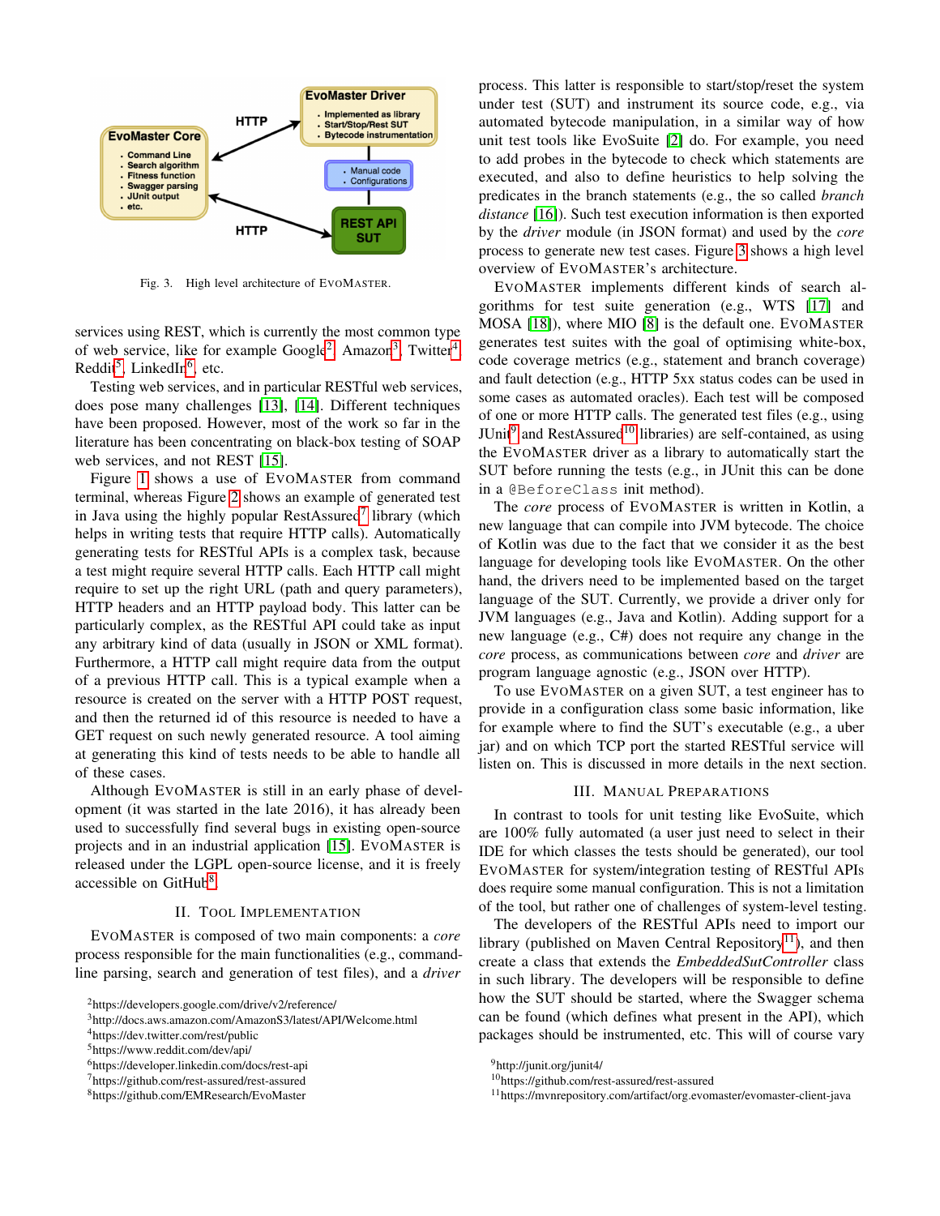Fig. 3. High level architecture of EvoMaster.

services using REST, which is currently the most common type of web service, like for example Google[2], Amazon[3], Twitter[4], Reddit[5], LinkedIn[6], etc.

Testing web services, and in particular RESTful web services, does pose many challenges [13], [14]. Different techniques have been proposed. However, most of the work so far in the literature has been concentrating on black-box testing of SOAP web services, and not REST [15].

Figure 1 shows a use of EvoMaster from command terminal, whereas Figure 2 shows an example of generated test in Java using the highly popular RestAssured[7] library (which helps in writing tests that require HTTP calls). Automatically generating tests for RESTful APIs is a complex task, because a test might require several HTTP calls. Each HTTP call might require to set up the right URL (path and query parameters), HTTP headers and an HTTP payload body. This latter can be particularly complex, as the RESTful API could take as input any arbitrary kind of data (usually in JSON or XML format). Furthermore, a HTTP call might require data from the output of a previous HTTP call. This is a typical example when a resource is created on the server with a HTTP POST request, and then the returned id of this resource is needed to have a GET request on such newly generated resource. A tool aiming at generating this kind of tests needs to be able to handle all of these cases.

Although EvoMaster is still in an early phase of development (it was started in the late 2016), it has already been used to successfully find several bugs in existing open-source projects and in an industrial application [15]. EvoMaster is released under the LGPL open-source license, and it is freely accessible on GitHub[8].

## II. Tool Implementation

EvoMaster is composed of two main components: a *core* process responsible for the main functionalities (e.g., command-line parsing, search and generation of test files), and a *driver* process. This latter is responsible to start/stop/reset the system under test (SUT) and instrument its source code, e.g., via automated bytecode manipulation, in a similar way of how unit test tools like EvoSuite [2] do. For example, you need to add probes in the bytecode to check which statements are executed, and also to define heuristics to help solving the predicates in the branch statements (e.g., the so called *branch distance* [16]). Such test execution information is then exported by the *driver* module (in JSON format) and used by the *core* process to generate new test cases. Figure 3 shows a high level overview of EvoMaster's architecture.

EvoMaster implements different kinds of search algorithms for test suite generation (e.g., WTS [17] and MOSA [18]), where MIO [8] is the default one. EvoMaster generates test suites with the goal of optimising white-box, code coverage metrics (e.g., statement and branch coverage) and fault detection (e.g., HTTP 5xx status codes can be used in some cases as automated oracles). Each test will be composed of one or more HTTP calls. The generated test files (e.g., using JUnit[9] and RestAssured[10] libraries) are self-contained, as using the EvoMaster driver as a library to automatically start the SUT before running the tests (e.g., in JUnit this can be done in a `@BeforeClass` init method).

The *core* process of EvoMaster is written in Kotlin, a new language that can compile into JVM bytecode. The choice of Kotlin was due to the fact that we consider it as the best language for developing tools like EvoMaster. On the other hand, the drivers need to be implemented based on the target language of the SUT. Currently, we provide a driver only for JVM languages (e.g., Java and Kotlin). Adding support for a new language (e.g., C#) does not require any change in the *core* process, as communications between *core* and *driver* are program language agnostic (e.g., JSON over HTTP).

To use EvoMaster on a given SUT, a test engineer has to provide in a configuration class some basic information, like for example where to find the SUT's executable (e.g., a uber jar) and on which TCP port the started RESTful service will listen on. This is discussed in more details in the next section.

## III. Manual Preparations

In contrast to tools for unit testing like EvoSuite, which are 100% fully automated (a user just need to select in their IDE for which classes the tests should be generated), our tool EvoMaster for system/integration testing of RESTful APIs does require some manual configuration. This is not a limitation of the tool, but rather one of challenges of system-level testing.

The developers of the RESTful APIs need to import our library (published on Maven Central Repository[11]), and then create a class that extends the *EmbeddedSutController* class in such library. The developers will be responsible to define how the SUT should be started, where the Swagger schema can be found (which defines what present in the API), which packages should be instrumented, etc. This will of course vary

[2] https://developers.google.com/drive/v2/reference/
[3] http://docs.aws.amazon.com/AmazonS3/latest/API/Welcome.html
[4] https://dev.twitter.com/rest/public
[5] https://www.reddit.com/dev/api/
[6] https://developer.linkedin.com/docs/rest-api
[7] https://github.com/rest-assured/rest-assured
[8] https://github.com/EMResearch/EvoMaster
[9] http://junit.org/junit4/
[10] https://github.com/rest-assured/rest-assured
[11] https://mvnrepository.com/artifact/org.evomaster/evomaster-client-java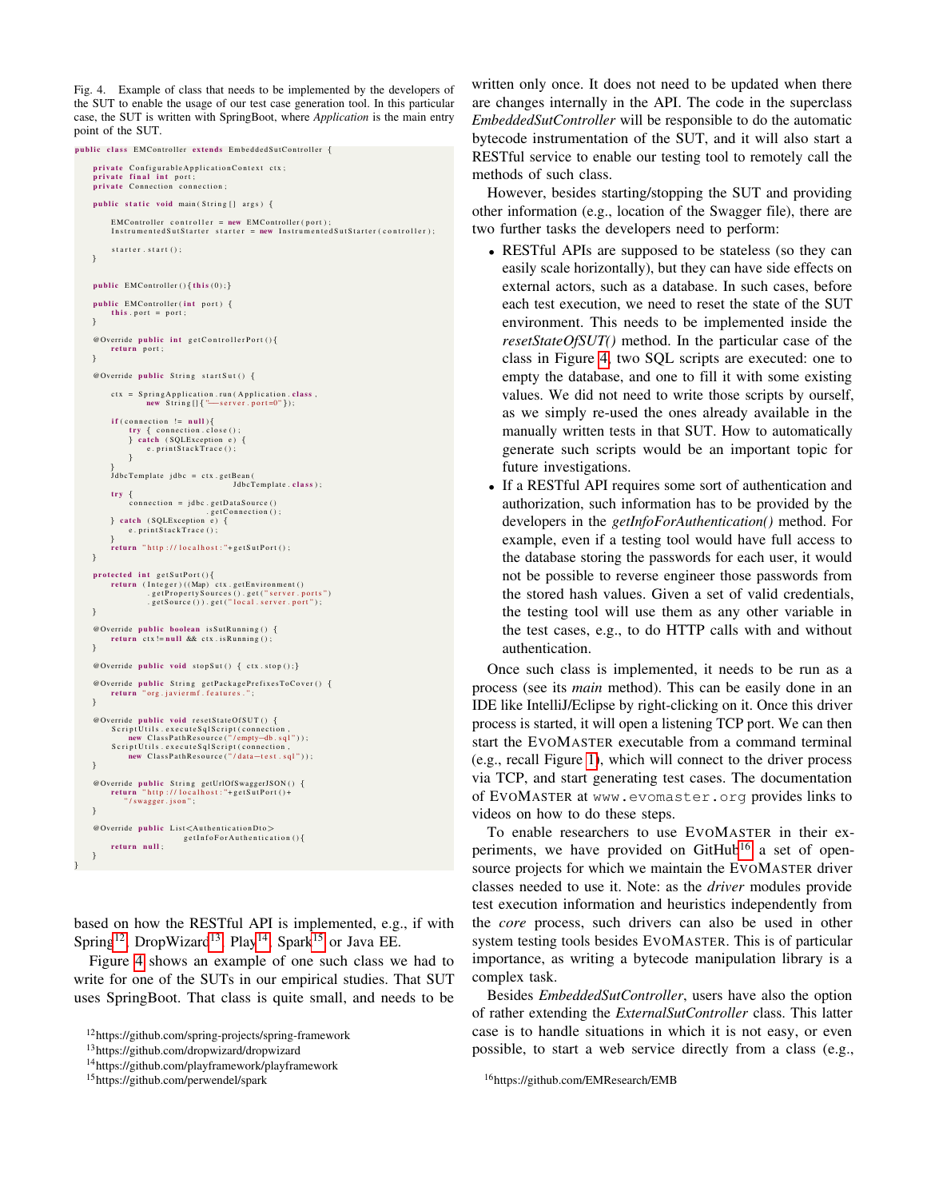Fig. 4. Example of class that needs to be implemented by the developers of the SUT to enable the usage of our test case generation tool. In this particular case, the SUT is written with SpringBoot, where *Application* is the main entry point of the SUT.

```java
public class EMController extends EmbeddedSutController {

    private ConfigurableApplicationContext ctx;
    private final int port;
    private Connection connection;

    public static void main(String[] args) {

        EMController controller = new EMController(port);
        InstrumentedSutStarter starter = new InstrumentedSutStarter(controller);

        starter.start();
    }


    public EMController(){this(0);}

    public EMController(int port) {
        this.port = port;
    }

    @Override public int getControllerPort(){
        return port;
    }

    @Override public String startSut() {

        ctx = SpringApplication.run(Application.class,
                new String[]{"--server.port=0"});

        if(connection != null){
            try { connection.close();
            } catch (SQLException e) {
                e.printStackTrace();
            }
        }
        JdbcTemplate jdbc = ctx.getBean(
                                JdbcTemplate.class);
        try {
            connection = jdbc.getDataSource()
                             .getConnection();
        } catch (SQLException e) {
            e.printStackTrace();
        }
        return "http://localhost:"+getSutPort();
    }

    protected int getSutPort(){
        return (Integer)((Map) ctx.getEnvironment()
                .getPropertySources().get("server.ports")
                .getSource()).get("local.server.port");
    }

    @Override public boolean isSutRunning() {
        return ctx!=null && ctx.isRunning();
    }

    @Override public void stopSut() { ctx.stop();}

    @Override public String getPackagePrefixesToCover() {
        return "org.javiermf.features.";
    }

    @Override public void resetStateOfSUT() {
        ScriptUtils.executeSqlScript(connection,
            new ClassPathResource("/empty-db.sql"));
        ScriptUtils.executeSqlScript(connection,
            new ClassPathResource("/data-test.sql"));
    }

    @Override public String getUrlOfSwaggerJSON() {
        return "http://localhost:"+getSutPort()+
            "/swagger.json";
    }

    @Override public List<AuthenticationDto>
                        getInfoForAuthentication(){
        return null;
    }
}
```

based on how the RESTful API is implemented, e.g., if with Spring[12], DropWizard[13], Play[14], Spark[15] or Java EE.

Figure 4 shows an example of one such class we had to write for one of the SUTs in our empirical studies. That SUT uses SpringBoot. That class is quite small, and needs to be written only once. It does not need to be updated when there are changes internally in the API. The code in the superclass *EmbeddedSutController* will be responsible to do the automatic bytecode instrumentation of the SUT, and it will also start a RESTful service to enable our testing tool to remotely call the methods of such class.

However, besides starting/stopping the SUT and providing other information (e.g., location of the Swagger file), there are two further tasks the developers need to perform:

- RESTful APIs are supposed to be stateless (so they can easily scale horizontally), but they can have side effects on external actors, such as a database. In such cases, before each test execution, we need to reset the state of the SUT environment. This needs to be implemented inside the *resetStateOfSUT()* method. In the particular case of the class in Figure 4, two SQL scripts are executed: one to empty the database, and one to fill it with some existing values. We did not need to write those scripts by ourself, as we simply re-used the ones already available in the manually written tests in that SUT. How to automatically generate such scripts would be an important topic for future investigations.
- If a RESTful API requires some sort of authentication and authorization, such information has to be provided by the developers in the *getInfoForAuthentication()* method. For example, even if a testing tool would have full access to the database storing the passwords for each user, it would not be possible to reverse engineer those passwords from the stored hash values. Given a set of valid credentials, the testing tool will use them as any other variable in the test cases, e.g., to do HTTP calls with and without authentication.

Once such class is implemented, it needs to be run as a process (see its *main* method). This can be easily done in an IDE like IntelliJ/Eclipse by right-clicking on it. Once this driver process is started, it will open a listening TCP port. We can then start the EvoMaster executable from a command terminal (e.g., recall Figure 1), which will connect to the driver process via TCP, and start generating test cases. The documentation of EvoMaster at www.evomaster.org provides links to videos on how to do these steps.

To enable researchers to use EvoMaster in their experiments, we have provided on GitHub[16] a set of open-source projects for which we maintain the EvoMaster driver classes needed to use it. Note: as the *driver* modules provide test execution information and heuristics independently from the *core* process, such drivers can also be used in other system testing tools besides EvoMaster. This is of particular importance, as writing a bytecode manipulation library is a complex task.

Besides *EmbeddedSutController*, users have also the option of rather extending the *ExternalSutController* class. This latter case is to handle situations in which it is not easy, or even possible, to start a web service directly from a class (e.g.,

[12] https://github.com/spring-projects/spring-framework
[13] https://github.com/dropwizard/dropwizard
[14] https://github.com/playframework/playframework
[15] https://github.com/perwendel/spark
[16] https://github.com/EMResearch/EMB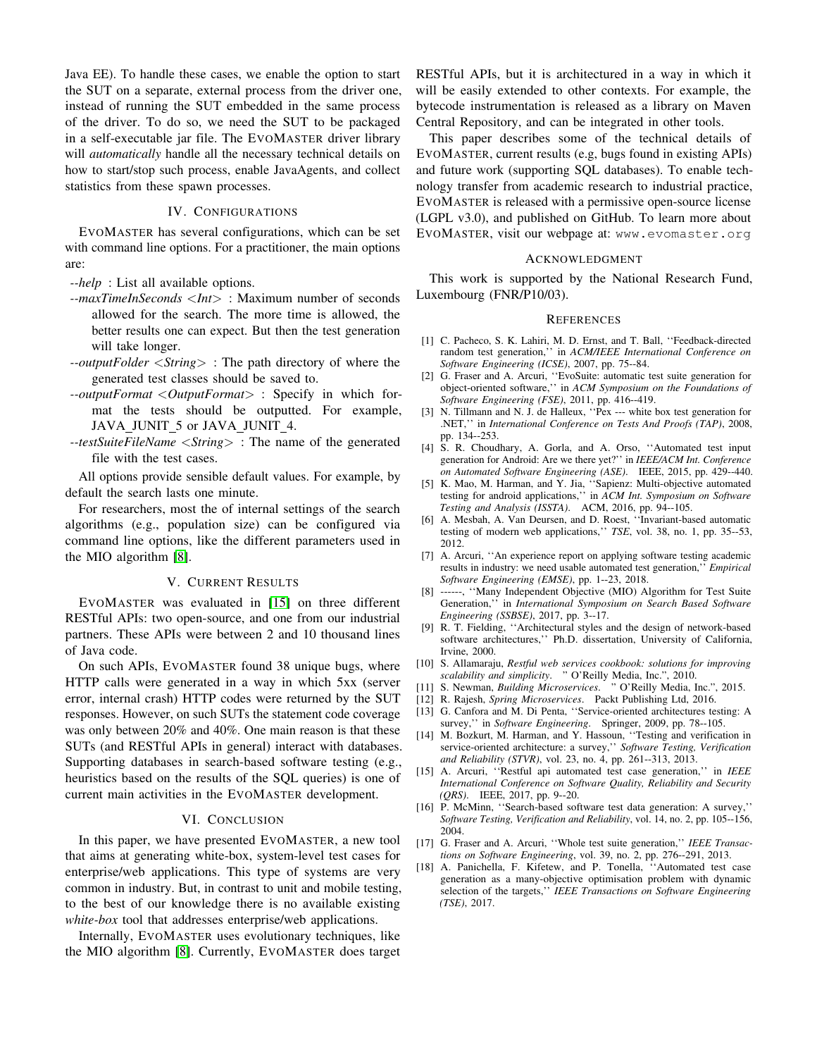Java EE). To handle these cases, we enable the option to start the SUT on a separate, external process from the driver one, instead of running the SUT embedded in the same process of the driver. To do so, we need the SUT to be packaged in a self-executable jar file. The EvoMaster driver library will *automatically* handle all the necessary technical details on how to start/stop such process, enable JavaAgents, and collect statistics from these spawn processes.

## IV. Configurations

EvoMaster has several configurations, which can be set with command line options. For a practitioner, the main options are:

- *--help* : List all available options.
- *--maxTimeInSeconds <Int>* : Maximum number of seconds allowed for the search. The more time is allowed, the better results one can expect. But then the test generation will take longer.
- *--outputFolder <String>* : The path directory of where the generated test classes should be saved to.
- *--outputFormat <OutputFormat>* : Specify in which format the tests should be outputted. For example, JAVA_JUNIT_5 or JAVA_JUNIT_4.
- *--testSuiteFileName <String>* : The name of the generated file with the test cases.

All options provide sensible default values. For example, by default the search lasts one minute.

For researchers, most the of internal settings of the search algorithms (e.g., population size) can be configured via command line options, like the different parameters used in the MIO algorithm [8].

## V. Current Results

EvoMaster was evaluated in [15] on three different RESTful APIs: two open-source, and one from our industrial partners. These APIs were between 2 and 10 thousand lines of Java code.

On such APIs, EvoMaster found 38 unique bugs, where HTTP calls were generated in a way in which 5xx (server error, internal crash) HTTP codes were returned by the SUT responses. However, on such SUTs the statement code coverage was only between 20% and 40%. One main reason is that these SUTs (and RESTful APIs in general) interact with databases. Supporting databases in search-based software testing (e.g., heuristics based on the results of the SQL queries) is one of current main activities in the EvoMaster development.

## VI. Conclusion

In this paper, we have presented EvoMaster, a new tool that aims at generating white-box, system-level test cases for enterprise/web applications. This type of systems are very common in industry. But, in contrast to unit and mobile testing, to the best of our knowledge there is no available existing *white-box* tool that addresses enterprise/web applications.

Internally, EvoMaster uses evolutionary techniques, like the MIO algorithm [8]. Currently, EvoMaster does target RESTful APIs, but it is architectured in a way in which it will be easily extended to other contexts. For example, the bytecode instrumentation is released as a library on Maven Central Repository, and can be integrated in other tools.

This paper describes some of the technical details of EvoMaster, current results (e.g, bugs found in existing APIs) and future work (supporting SQL databases). To enable technology transfer from academic research to industrial practice, EvoMaster is released with a permissive open-source license (LGPL v3.0), and published on GitHub. To learn more about EvoMaster, visit our webpage at: `www.evomaster.org`

## Acknowledgment

This work is supported by the National Research Fund, Luxembourg (FNR/P10/03).

## References

[1] C. Pacheco, S. K. Lahiri, M. D. Ernst, and T. Ball, ''Feedback-directed random test generation,'' in *ACM/IEEE International Conference on Software Engineering (ICSE)*, 2007, pp. 75--84.

[2] G. Fraser and A. Arcuri, ''EvoSuite: automatic test suite generation for object-oriented software,'' in *ACM Symposium on the Foundations of Software Engineering (FSE)*, 2011, pp. 416--419.

[3] N. Tillmann and N. J. de Halleux, ''Pex --- white box test generation for .NET,'' in *International Conference on Tests And Proofs (TAP)*, 2008, pp. 134--253.

[4] S. R. Choudhary, A. Gorla, and A. Orso, ''Automated test input generation for Android: Are we there yet?'' in *IEEE/ACM Int. Conference on Automated Software Engineering (ASE)*. IEEE, 2015, pp. 429--440.

[5] K. Mao, M. Harman, and Y. Jia, ''Sapienz: Multi-objective automated testing for android applications,'' in *ACM Int. Symposium on Software Testing and Analysis (ISSTA)*. ACM, 2016, pp. 94--105.

[6] A. Mesbah, A. Van Deursen, and D. Roest, ''Invariant-based automatic testing of modern web applications,'' *TSE*, vol. 38, no. 1, pp. 35--53, 2012.

[7] A. Arcuri, ''An experience report on applying software testing academic results in industry: we need usable automated test generation,'' *Empirical Software Engineering (EMSE)*, pp. 1--23, 2018.

[8] ------, ''Many Independent Objective (MIO) Algorithm for Test Suite Generation,'' in *International Symposium on Search Based Software Engineering (SSBSE)*, 2017, pp. 3--17.

[9] R. T. Fielding, ''Architectural styles and the design of network-based software architectures,'' Ph.D. dissertation, University of California, Irvine, 2000.

[10] S. Allamaraju, *Restful web services cookbook: solutions for improving scalability and simplicity*. " O'Reilly Media, Inc.", 2010.

[11] S. Newman, *Building Microservices*. " O'Reilly Media, Inc.", 2015.

[12] R. Rajesh, *Spring Microservices*. Packt Publishing Ltd, 2016.

[13] G. Canfora and M. Di Penta, ''Service-oriented architectures testing: A survey,'' in *Software Engineering*. Springer, 2009, pp. 78--105.

[14] M. Bozkurt, M. Harman, and Y. Hassoun, ''Testing and verification in service-oriented architecture: a survey,'' *Software Testing, Verification and Reliability (STVR)*, vol. 23, no. 4, pp. 261--313, 2013.

[15] A. Arcuri, ''Restful api automated test case generation,'' in *IEEE International Conference on Software Quality, Reliability and Security (QRS)*. IEEE, 2017, pp. 9--20.

[16] P. McMinn, ''Search-based software test data generation: A survey,'' *Software Testing, Verification and Reliability*, vol. 14, no. 2, pp. 105--156, 2004.

[17] G. Fraser and A. Arcuri, ''Whole test suite generation,'' *IEEE Transactions on Software Engineering*, vol. 39, no. 2, pp. 276--291, 2013.

[18] A. Panichella, F. Kifetew, and P. Tonella, ''Automated test case generation as a many-objective optimisation problem with dynamic selection of the targets,'' *IEEE Transactions on Software Engineering (TSE)*, 2017.